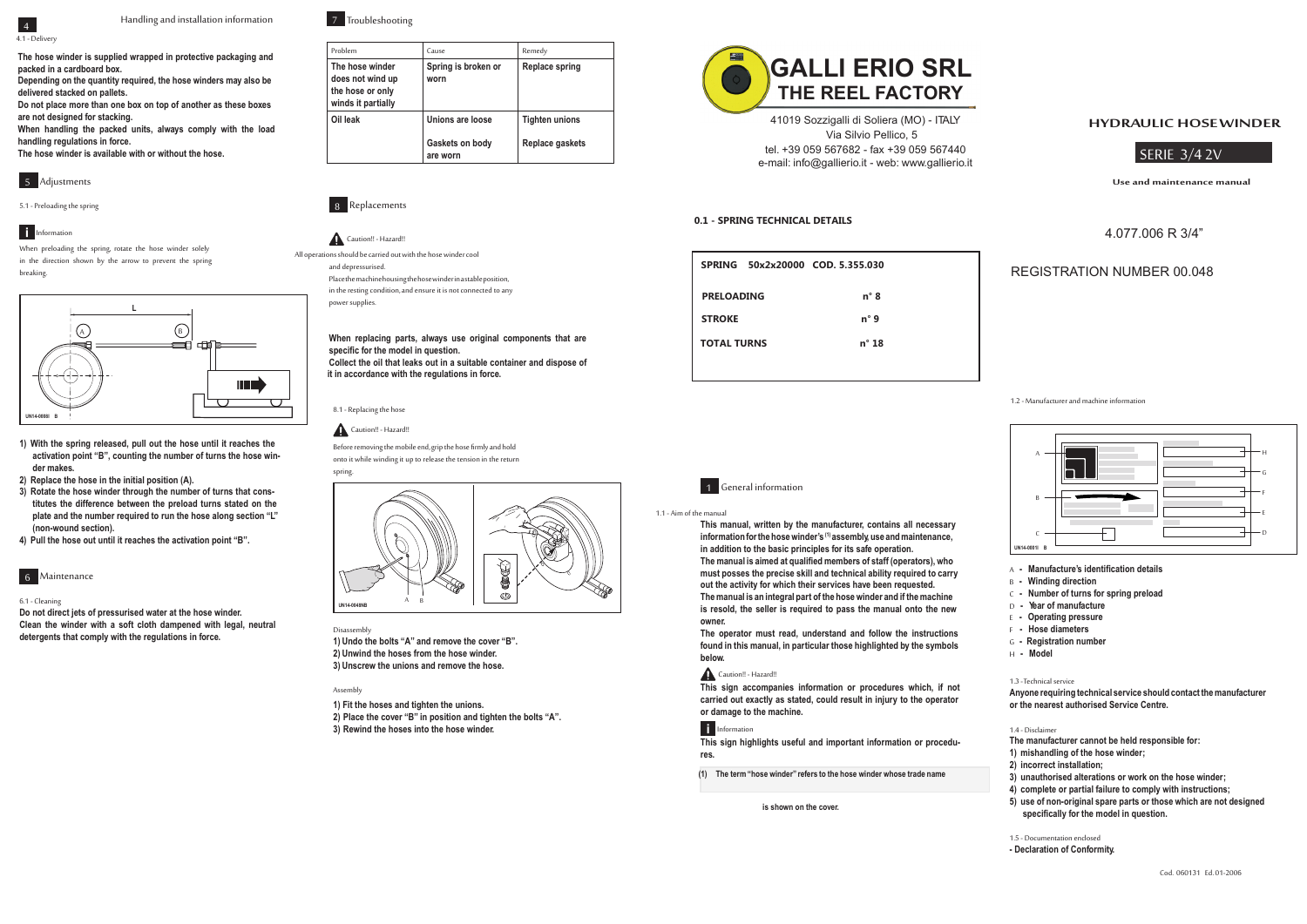# 4 Handling and installation information

4.1 - Delivery

**The hose winder is supplied wrapped in protective packaging and packed in a cardboard box.**
**Depending on the quantity required, the hose winders may also be delivered stacked on pallets.**
**Do not place more than one box on top of another as these boxes are not designed for stacking.**
**When handling the packed units, always comply with the load handling regulations in force.**
**The hose winder is available with or without the hose.**

# 5 Adjustments

5.1 - Preloading the spring

**i** Information

When preloading the spring, rotate the hose winder solely in the direction shown by the arrow to prevent the spring breaking.

L
A B
UN14-0008I B

1) **With the spring released, pull out the hose until it reaches the activation point "B", counting the number of turns the hose winder makes.**
2) **Replace the hose in the initial position (A).**
3) **Rotate the hose winder through the number of turns that constitutes the difference between the preload turns stated on the plate and the number required to run the hose along section "L" (non-wound section).**
4) **Pull the hose out until it reaches the activation point "B".**

# 6 Maintenance

6.1 - Cleaning

**Do not direct jets of pressurised water at the hose winder.**
**Clean the winder with a soft cloth dampened with legal, neutral detergents that comply with the regulations in force.**

# 7 Troubleshooting

| Problem | Cause | Remedy |
|---|---|---|
| **The hose winder does not wind up the hose or only winds it partially** | **Spring is broken or worn** | **Replace spring** |
| **Oil leak** | **Unions are loose** | **Tighten unions** |
| | **Gaskets on body are worn** | **Replace gaskets** |

# 8 Replacements

⚠ Caution!! - Hazard!!

All operations should be carried out with the hose winder cool and depressurised.
Place the machine housing the hose winder in a stable position, in the resting condition, and ensure it is not connected to any power supplies.

**When replacing parts, always use original components that are specific for the model in question.**
**Collect the oil that leaks out in a suitable container and dispose of it in accordance with the regulations in force.**

8.1 - Replacing the hose

⚠ Caution!! - Hazard!!

Before removing the mobile end, grip the hose firmly and hold onto it while winding it up to release the tension in the return spring.

UN14-0048NB A B

Disassembly

1) **Undo the bolts "A" and remove the cover "B".**
2) **Unwind the hoses from the hose winder.**
3) **Unscrew the unions and remove the hose.**

Assembly

1) **Fit the hoses and tighten the unions.**
2) **Place the cover "B" in position and tighten the bolts "A".**
3) **Rewind the hoses into the hose winder.**

# GALLI ERIO SRL
## THE REEL FACTORY

41019 Sozzigalli di Soliera (MO) - ITALY
Via Silvio Pellico, 5
tel. +39 059 567682 - fax +39 059 567440
e-mail: info@gallierio.it - web: www.gallierio.it

**0.1 - SPRING TECHNICAL DETAILS**

| SPRING 50x2x20000 COD. 5.355.030 | |
|---|---|
| **PRELOADING** | **n° 8** |
| **STROKE** | **n° 9** |
| **TOTAL TURNS** | **n° 18** |

# 1 General information

1.1 - Aim of the manual

**This manual, written by the manufacturer, contains all necessary information for the hose winder's [(1)] assembly, use and maintenance, in addition to the basic principles for its safe operation.**
**The manual is aimed at qualified members of staff (operators), who must posses the precise skill and technical ability required to carry out the activity for which their services have been requested.**
**The manual is an integral part of the hose winder and if the machine is resold, the seller is required to pass the manual onto the new owner.**
**The operator must read, understand and follow the instructions found in this manual, in particular those highlighted by the symbols below.**

⚠ Caution!! - Hazard!!

**This sign accompanies information or procedures which, if not carried out exactly as stated, could result in injury to the operator or damage to the machine.**

**i** Information

**This sign highlights useful and important information or procedures.**

**(1) The term "hose winder" refers to the hose winder whose trade name is shown on the cover.**

# HYDRAULIC HOSEWINDER

## SERIE 3/4 2V

**Use and maintenance manual**

4.077.006 R 3/4"

REGISTRATION NUMBER 00.048

1.2 - Manufacturer and machine information

A B C D E F G H
UN14-0001I B

- A - **Manufacturer's identification details**
- B - **Winding direction**
- C - **Number of turns for spring preload**
- D - **Year of manufacture**
- E - **Operating pressure**
- F - **Hose diameters**
- G - **Registration number**
- H - **Model**

1.3 - Technical service

**Anyone requiring technical service should contact the manufacturer or the nearest authorised Service Centre.**

1.4 - Disclaimer

**The manufacturer cannot be held responsible for:**
1) **mishandling of the hose winder;**
2) **incorrect installation;**
3) **unauthorised alterations or work on the hose winder;**
4) **complete or partial failure to comply with instructions;**
5) **use of non-original spare parts or those which are not designed specifically for the model in question.**

1.5 - Documentation enclosed

**- Declaration of Conformity.**

Cod. 060131 Ed. 01-2006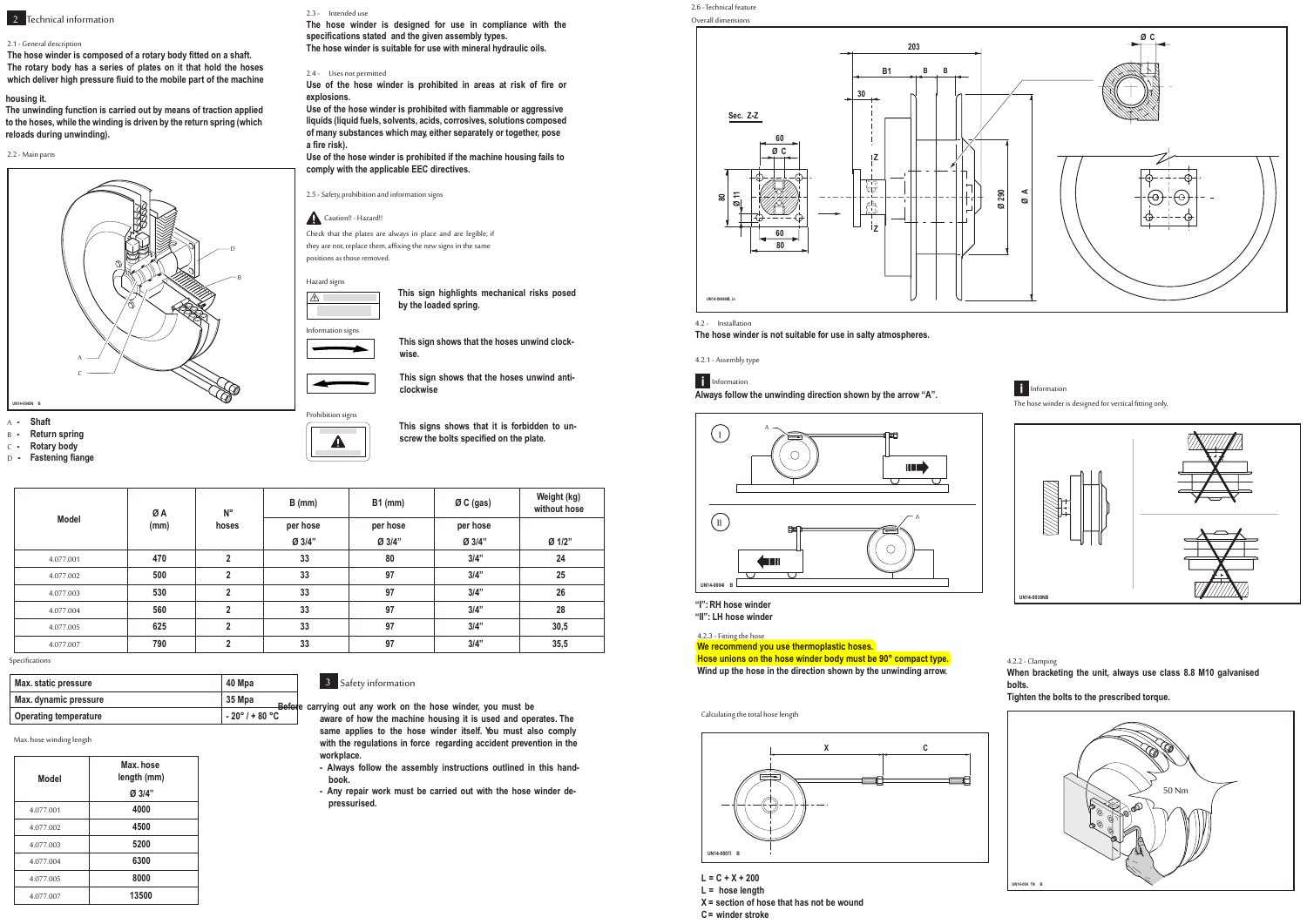## 2 Technical information

2.1 - General description

**The hose winder is composed of a rotary body fitted on a shaft. The rotary body has a series of plates on it that hold the hoses which deliver high pressure fluid to the mobile part of the machine housing it.**

**The unwinding function is carried out by means of traction applied to the hoses, while the winding is driven by the return spring (which reloads during unwinding).**

2.2 - Main parts

A - **Shaft**
B - **Return spring**
C - **Rotary body**
D - **Fastening flange**

| Model | Ø A (mm) | N° hoses | B (mm) | B1 (mm) | Ø C (gas) | Weight (kg) without hose |
|---|---|---|---|---|---|---|
| | | | per hose | per hose | per hose | |
| | | | Ø 3/4" | Ø 3/4" | Ø 3/4" | Ø 1/2" |
| 4.077.001 | **470** | **2** | **33** | **80** | **3/4"** | **24** |
| 4.077.002 | **500** | **2** | **33** | **97** | **3/4"** | **25** |
| 4.077.003 | **530** | **2** | **33** | **97** | **3/4"** | **26** |
| 4.077.004 | **560** | **2** | **33** | **97** | **3/4"** | **28** |
| 4.077.005 | **625** | **2** | **33** | **97** | **3/4"** | **30,5** |
| 4.077.007 | **790** | **2** | **33** | **97** | **3/4"** | **35,5** |

Specifications

| | |
|---|---|
| **Max. static pressure** | **40 Mpa** |
| **Max. dynamic pressure** | **35 Mpa** |
| **Operating temperature** | **- 20° / + 80 °C** |

Max. hose winding length

| Model | Max. hose length (mm) Ø 3/4" |
|---|---|
| 4.077.001 | **4000** |
| 4.077.002 | **4500** |
| 4.077.003 | **5200** |
| 4.077.004 | **6300** |
| 4.077.005 | **8000** |
| 4.077.007 | **13500** |

2.3 - Intended use

**The hose winder is designed for use in compliance with the specifications stated and the given assembly types.**
**The hose winder is suitable for use with mineral hydraulic oils.**

2.4 - Uses not permitted

**Use of the hose winder is prohibited in areas at risk of fire or explosions.**
**Use of the hose winder is prohibited with flammable or aggressive liquids (liquid fuels, solvents, acids, corrosives, solutions composed of many substances which may, either separately or together, pose a fire risk).**
**Use of the hose winder is prohibited if the machine housing fails to comply with the applicable EEC directives.**

2.5 - Safety, prohibition and information signs

Caution!! - Hazard!!

Check that the plates are always in place and are legible; if they are not, replace them, affixing the new signs in the same positions as those removed.

Hazard signs

**This sign highlights mechanical risks posed by the loaded spring.**

Information signs

**This sign shows that the hoses unwind clockwise.**

**This sign shows that the hoses unwind anti-clockwise**

Prohibition signs

**This signs shows that it is forbidden to unscrew the bolts specified on the plate.**

## 3 Safety information

**Before carrying out any work on the hose winder, you must be aware of how the machine housing it is used and operates. The same applies to the hose winder itself. You must also comply with the regulations in force regarding accident prevention in the workplace.**

- **Always follow the assembly instructions outlined in this handbook.**
- **Any repair work must be carried out with the hose winder depressurised.**

2.6 - Technical feature

Overall dimensions

4.2 - Installation

**The hose winder is not suitable for use in salty atmospheres.**

4.2.1 - Assembly type

Information

**Always follow the unwinding direction shown by the arrow "A".**

**"I": RH hose winder**
**"II": LH hose winder**

Information

The hose winder is designed for vertical fitting only.

4.2.3 - Fitting the hose

**We recommend you use thermoplastic hoses.**
**Hose unions on the hose winder body must be 90° compact type.**
**Wind up the hose in the direction shown by the unwinding arrow.**

Calculating the total hose length

**L = C + X + 200**
**L = hose length**
**X = section of hose that has not be wound**
**C = winder stroke**

4.2.2 - Clamping

**When bracketing the unit, always use class 8.8 M10 galvanised bolts.**
**Tighten the bolts to the prescribed torque.**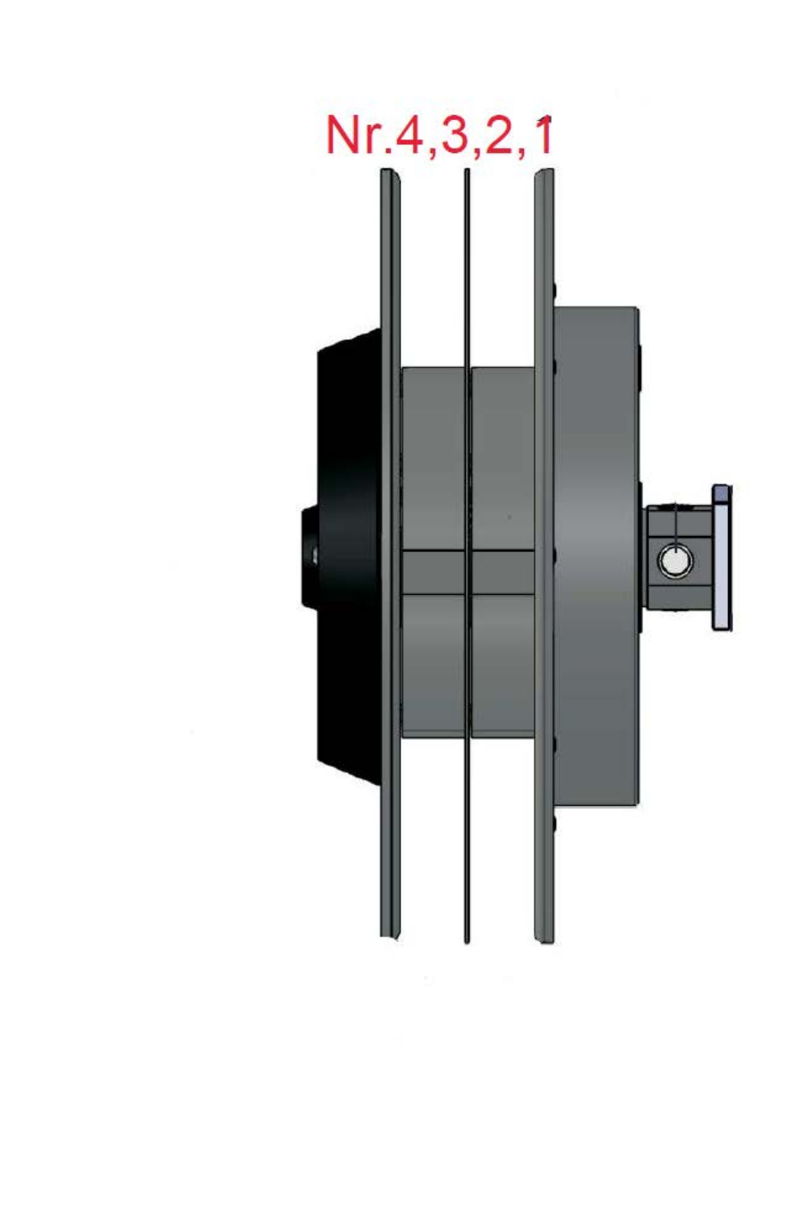Nr.4,3,2,1